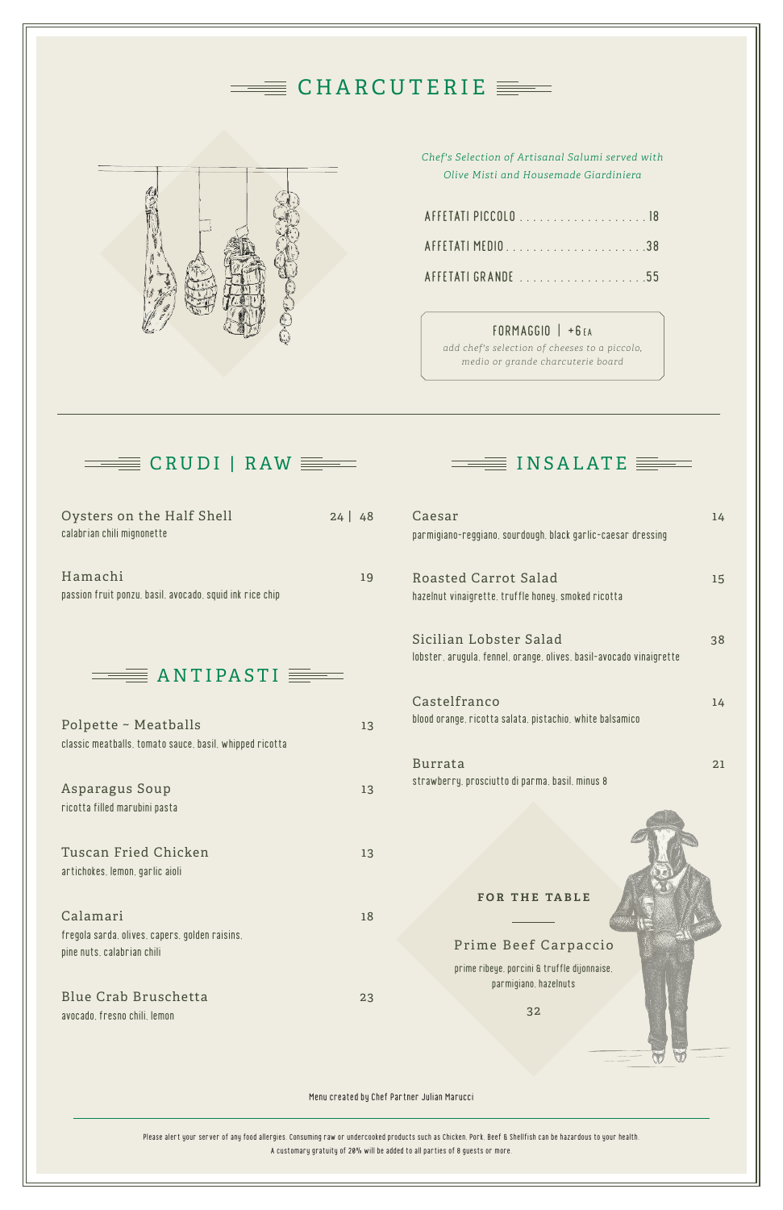# CHARCUTERIE

*Chef's Selection of Artisanal Salumi served with Olive Misti and Housemade Giardiniera*

AFFETATI PICCOLO . . . . . . . . . . . . . . . . . . 18

AFFETATI MEDIO . . . . . . . . . . . . . . . . . . . . 38

AFFETATI GRANDE . . . . . . . . . . . . . . . . . . 55

**FORMAGGIO | +6 EA**

*add chef's selection of cheeses to a piccolo, medio or grande charcuterie board*

---

## CRUDI | RAW

**Oysters on the Half Shell** — 24 | 48
calabrian chili mignonette

**Hamachi** — 19
passion fruit ponzu, basil, avocado, squid ink rice chip

## ANTIPASTI

**Polpette ~ Meatballs** — 13
classic meatballs, tomato sauce, basil, whipped ricotta

**Asparagus Soup** — 13
ricotta filled marubini pasta

**Tuscan Fried Chicken** — 13
artichokes, lemon, garlic aioli

**Calamari** — 18
fregola sarda, olives, capers, golden raisins, pine nuts, calabrian chili

**Blue Crab Bruschetta** — 23
avocado, fresno chili, lemon

## INSALATE

**Caesar** — 14
parmigiano-reggiano, sourdough, black garlic-caesar dressing

**Roasted Carrot Salad** — 15
hazelnut vinaigrette, truffle honey, smoked ricotta

**Sicilian Lobster Salad** — 38
lobster, arugula, fennel, orange, olives, basil-avocado vinaigrette

**Castelfranco** — 14
blood orange, ricotta salata, pistachio, white balsamico

**Burrata** — 21
strawberry, prosciutto di parma, basil, minus 8

### FOR THE TABLE

**Prime Beef Carpaccio**
prime ribeye, porcini & truffle dijonnaise, parmigiano, hazelnuts

32

Menu created by Chef Partner Julian Marucci

---

Please alert your server of any food allergies. Consuming raw or undercooked products such as Chicken, Pork, Beef & Shellfish can be hazardous to your health.
A customary gratuity of 20% will be added to all parties of 8 guests or more.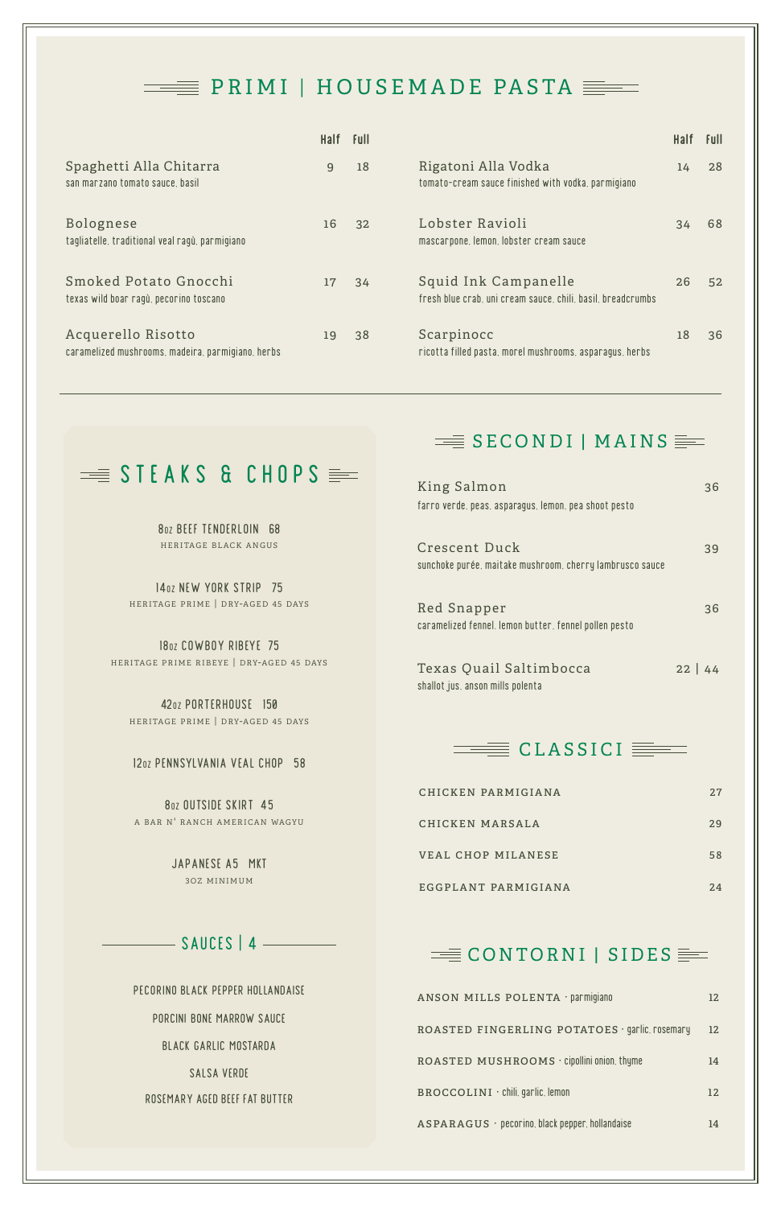# PRIMI | HOUSEMADE PASTA

| | Half | Full |
|---|---|---|
| **Spaghetti Alla Chitarra**<br>san marzano tomato sauce, basil | 9 | 18 |
| **Bolognese**<br>tagliatelle, traditional veal ragù, parmigiano | 16 | 32 |
| **Smoked Potato Gnocchi**<br>texas wild boar ragù, pecorino toscano | 17 | 34 |
| **Acquerello Risotto**<br>caramelized mushrooms, madeira, parmigiano, herbs | 19 | 38 |
| **Rigatoni Alla Vodka**<br>tomato-cream sauce finished with vodka, parmigiano | 14 | 28 |
| **Lobster Ravioli**<br>mascarpone, lemon, lobster cream sauce | 34 | 68 |
| **Squid Ink Campanelle**<br>fresh blue crab, uni cream sauce, chili, basil, breadcrumbs | 26 | 52 |
| **Scarpinocc**<br>ricotta filled pasta, morel mushrooms, asparagus, herbs | 18 | 36 |

---

## STEAKS & CHOPS

**8oz BEEF TENDERLOIN 68**
HERITAGE BLACK ANGUS

**14oz NEW YORK STRIP 75**
HERITAGE PRIME | DRY-AGED 45 DAYS

**18oz COWBOY RIBEYE 75**
HERITAGE PRIME RIBEYE | DRY-AGED 45 DAYS

**42oz PORTERHOUSE 150**
HERITAGE PRIME | DRY-AGED 45 DAYS

**12oz PENNSYLVANIA VEAL CHOP 58**

**8oz OUTSIDE SKIRT 45**
A BAR N' RANCH AMERICAN WAGYU

**JAPANESE A5 MKT**
3OZ MINIMUM

### SAUCES | 4

PECORINO BLACK PEPPER HOLLANDAISE

PORCINI BONE MARROW SAUCE

BLACK GARLIC MOSTARDA

SALSA VERDE

ROSEMARY AGED BEEF FAT BUTTER

## SECONDI | MAINS

| | |
|---|---|
| **King Salmon**<br>farro verde, peas, asparagus, lemon, pea shoot pesto | 36 |
| **Crescent Duck**<br>sunchoke purée, maitake mushroom, cherry lambrusco sauce | 39 |
| **Red Snapper**<br>caramelized fennel, lemon butter, fennel pollen pesto | 36 |
| **Texas Quail Saltimbocca**<br>shallot jus, anson mills polenta | 22 \| 44 |

## CLASSICI

| | |
|---|---|
| CHICKEN PARMIGIANA | 27 |
| CHICKEN MARSALA | 29 |
| VEAL CHOP MILANESE | 58 |
| EGGPLANT PARMIGIANA | 24 |

## CONTORNI | SIDES

| | |
|---|---|
| ANSON MILLS POLENTA · parmigiano | 12 |
| ROASTED FINGERLING POTATOES · garlic, rosemary | 12 |
| ROASTED MUSHROOMS · cipollini onion, thyme | 14 |
| BROCCOLINI · chili, garlic, lemon | 12 |
| ASPARAGUS · pecorino, black pepper, hollandaise | 14 |